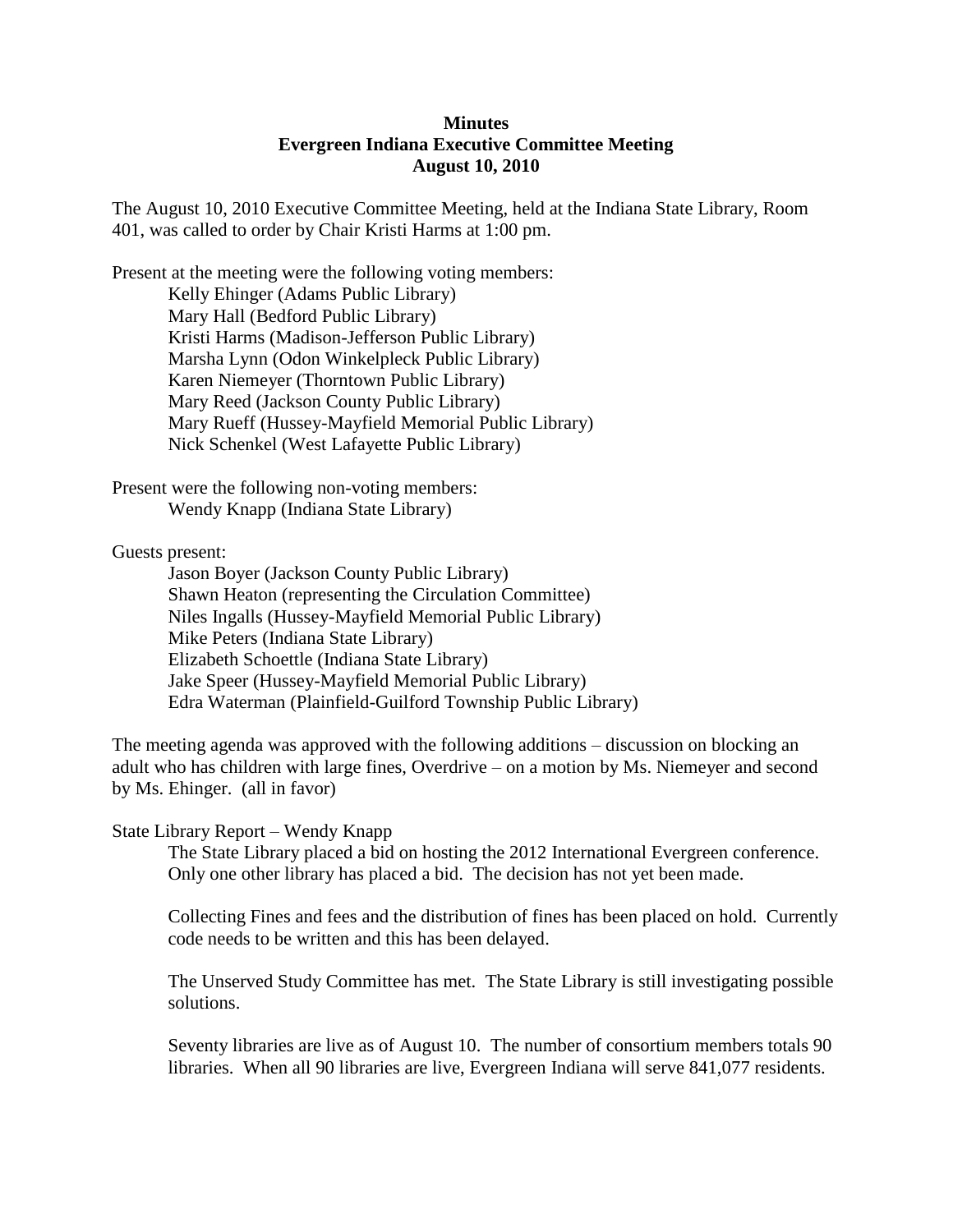# Minutes
## Evergreen Indiana Executive Committee Meeting
### August 10, 2010

The August 10, 2010 Executive Committee Meeting, held at the Indiana State Library, Room 401, was called to order by Chair Kristi Harms at 1:00 pm.

Present at the meeting were the following voting members:

- Kelly Ehinger (Adams Public Library)
- Mary Hall (Bedford Public Library)
- Kristi Harms (Madison-Jefferson Public Library)
- Marsha Lynn (Odon Winkelpleck Public Library)
- Karen Niemeyer (Thorntown Public Library)
- Mary Reed (Jackson County Public Library)
- Mary Rueff (Hussey-Mayfield Memorial Public Library)
- Nick Schenkel (West Lafayette Public Library)

Present were the following non-voting members:

- Wendy Knapp (Indiana State Library)

Guests present:

- Jason Boyer (Jackson County Public Library)
- Shawn Heaton (representing the Circulation Committee)
- Niles Ingalls (Hussey-Mayfield Memorial Public Library)
- Mike Peters (Indiana State Library)
- Elizabeth Schoettle (Indiana State Library)
- Jake Speer (Hussey-Mayfield Memorial Public Library)
- Edra Waterman (Plainfield-Guilford Township Public Library)

The meeting agenda was approved with the following additions – discussion on blocking an adult who has children with large fines, Overdrive – on a motion by Ms. Niemeyer and second by Ms. Ehinger. (all in favor)

State Library Report – Wendy Knapp

The State Library placed a bid on hosting the 2012 International Evergreen conference. Only one other library has placed a bid. The decision has not yet been made.

Collecting Fines and fees and the distribution of fines has been placed on hold. Currently code needs to be written and this has been delayed.

The Unserved Study Committee has met. The State Library is still investigating possible solutions.

Seventy libraries are live as of August 10. The number of consortium members totals 90 libraries. When all 90 libraries are live, Evergreen Indiana will serve 841,077 residents.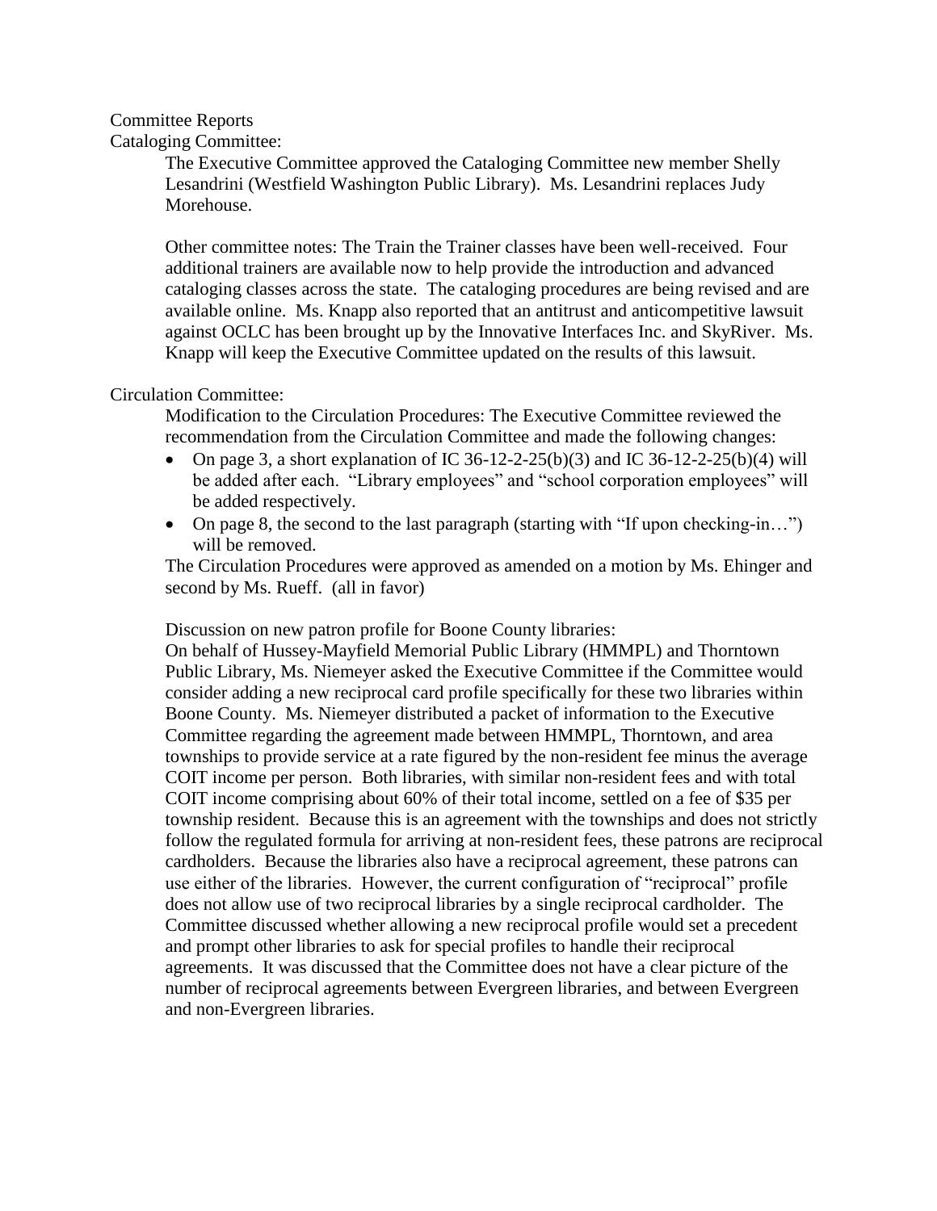Committee Reports

Cataloging Committee:

The Executive Committee approved the Cataloging Committee new member Shelly Lesandrini (Westfield Washington Public Library). Ms. Lesandrini replaces Judy Morehouse.

Other committee notes: The Train the Trainer classes have been well-received. Four additional trainers are available now to help provide the introduction and advanced cataloging classes across the state. The cataloging procedures are being revised and are available online. Ms. Knapp also reported that an antitrust and anticompetitive lawsuit against OCLC has been brought up by the Innovative Interfaces Inc. and SkyRiver. Ms. Knapp will keep the Executive Committee updated on the results of this lawsuit.

Circulation Committee:

Modification to the Circulation Procedures: The Executive Committee reviewed the recommendation from the Circulation Committee and made the following changes:

- On page 3, a short explanation of IC 36-12-2-25(b)(3) and IC 36-12-2-25(b)(4) will be added after each. "Library employees" and "school corporation employees" will be added respectively.
- On page 8, the second to the last paragraph (starting with "If upon checking-in…") will be removed.

The Circulation Procedures were approved as amended on a motion by Ms. Ehinger and second by Ms. Rueff. (all in favor)

Discussion on new patron profile for Boone County libraries:

On behalf of Hussey-Mayfield Memorial Public Library (HMMPL) and Thorntown Public Library, Ms. Niemeyer asked the Executive Committee if the Committee would consider adding a new reciprocal card profile specifically for these two libraries within Boone County. Ms. Niemeyer distributed a packet of information to the Executive Committee regarding the agreement made between HMMPL, Thorntown, and area townships to provide service at a rate figured by the non-resident fee minus the average COIT income per person. Both libraries, with similar non-resident fees and with total COIT income comprising about 60% of their total income, settled on a fee of $35 per township resident. Because this is an agreement with the townships and does not strictly follow the regulated formula for arriving at non-resident fees, these patrons are reciprocal cardholders. Because the libraries also have a reciprocal agreement, these patrons can use either of the libraries. However, the current configuration of "reciprocal" profile does not allow use of two reciprocal libraries by a single reciprocal cardholder. The Committee discussed whether allowing a new reciprocal profile would set a precedent and prompt other libraries to ask for special profiles to handle their reciprocal agreements. It was discussed that the Committee does not have a clear picture of the number of reciprocal agreements between Evergreen libraries, and between Evergreen and non-Evergreen libraries.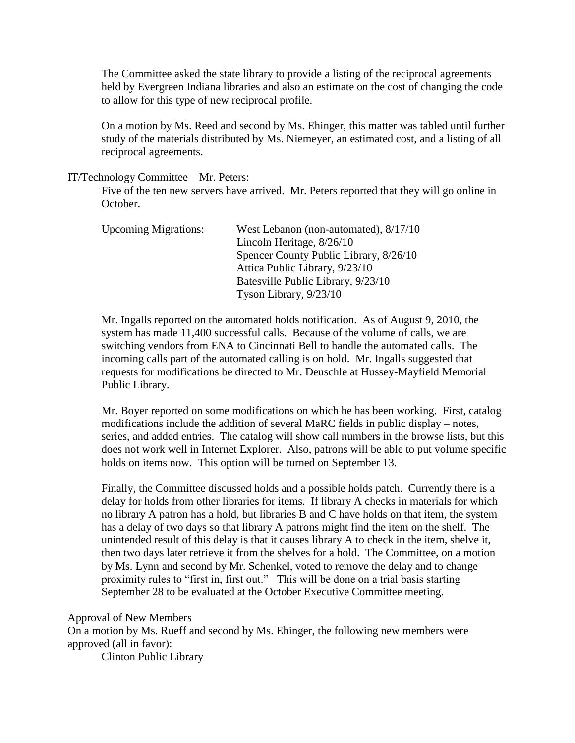The Committee asked the state library to provide a listing of the reciprocal agreements held by Evergreen Indiana libraries and also an estimate on the cost of changing the code to allow for this type of new reciprocal profile.

On a motion by Ms. Reed and second by Ms. Ehinger, this matter was tabled until further study of the materials distributed by Ms. Niemeyer, an estimated cost, and a listing of all reciprocal agreements.

IT/Technology Committee – Mr. Peters:

Five of the ten new servers have arrived. Mr. Peters reported that they will go online in October.

Upcoming Migrations:
- West Lebanon (non-automated), 8/17/10
- Lincoln Heritage, 8/26/10
- Spencer County Public Library, 8/26/10
- Attica Public Library, 9/23/10
- Batesville Public Library, 9/23/10
- Tyson Library, 9/23/10

Mr. Ingalls reported on the automated holds notification. As of August 9, 2010, the system has made 11,400 successful calls. Because of the volume of calls, we are switching vendors from ENA to Cincinnati Bell to handle the automated calls. The incoming calls part of the automated calling is on hold. Mr. Ingalls suggested that requests for modifications be directed to Mr. Deuschle at Hussey-Mayfield Memorial Public Library.

Mr. Boyer reported on some modifications on which he has been working. First, catalog modifications include the addition of several MaRC fields in public display – notes, series, and added entries. The catalog will show call numbers in the browse lists, but this does not work well in Internet Explorer. Also, patrons will be able to put volume specific holds on items now. This option will be turned on September 13.

Finally, the Committee discussed holds and a possible holds patch. Currently there is a delay for holds from other libraries for items. If library A checks in materials for which no library A patron has a hold, but libraries B and C have holds on that item, the system has a delay of two days so that library A patrons might find the item on the shelf. The unintended result of this delay is that it causes library A to check in the item, shelve it, then two days later retrieve it from the shelves for a hold. The Committee, on a motion by Ms. Lynn and second by Mr. Schenkel, voted to remove the delay and to change proximity rules to "first in, first out." This will be done on a trial basis starting September 28 to be evaluated at the October Executive Committee meeting.

Approval of New Members

On a motion by Ms. Rueff and second by Ms. Ehinger, the following new members were approved (all in favor):

Clinton Public Library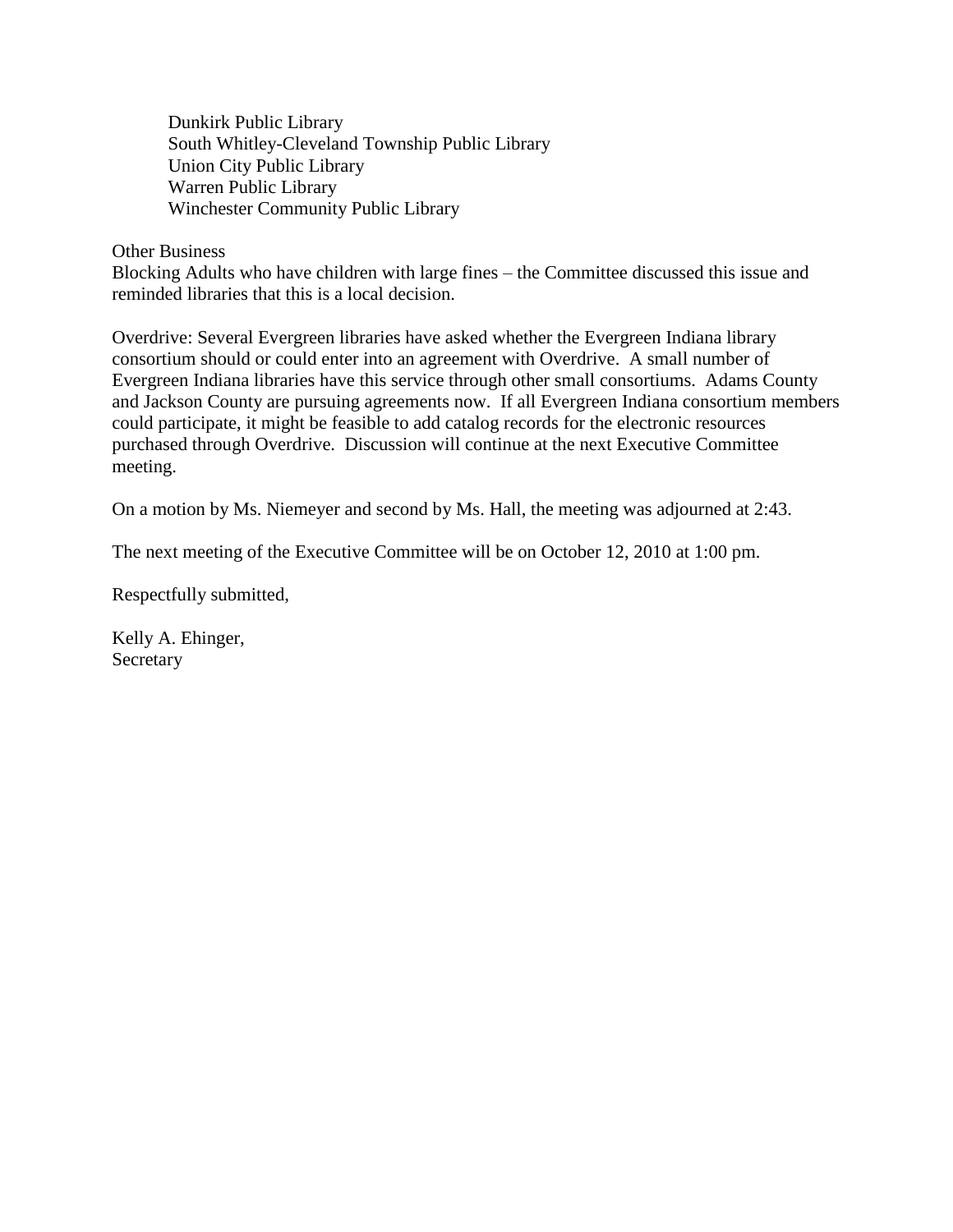- Dunkirk Public Library
- South Whitley-Cleveland Township Public Library
- Union City Public Library
- Warren Public Library
- Winchester Community Public Library

Other Business

Blocking Adults who have children with large fines – the Committee discussed this issue and reminded libraries that this is a local decision.

Overdrive: Several Evergreen libraries have asked whether the Evergreen Indiana library consortium should or could enter into an agreement with Overdrive. A small number of Evergreen Indiana libraries have this service through other small consortiums. Adams County and Jackson County are pursuing agreements now. If all Evergreen Indiana consortium members could participate, it might be feasible to add catalog records for the electronic resources purchased through Overdrive. Discussion will continue at the next Executive Committee meeting.

On a motion by Ms. Niemeyer and second by Ms. Hall, the meeting was adjourned at 2:43.

The next meeting of the Executive Committee will be on October 12, 2010 at 1:00 pm.

Respectfully submitted,

Kelly A. Ehinger,
Secretary